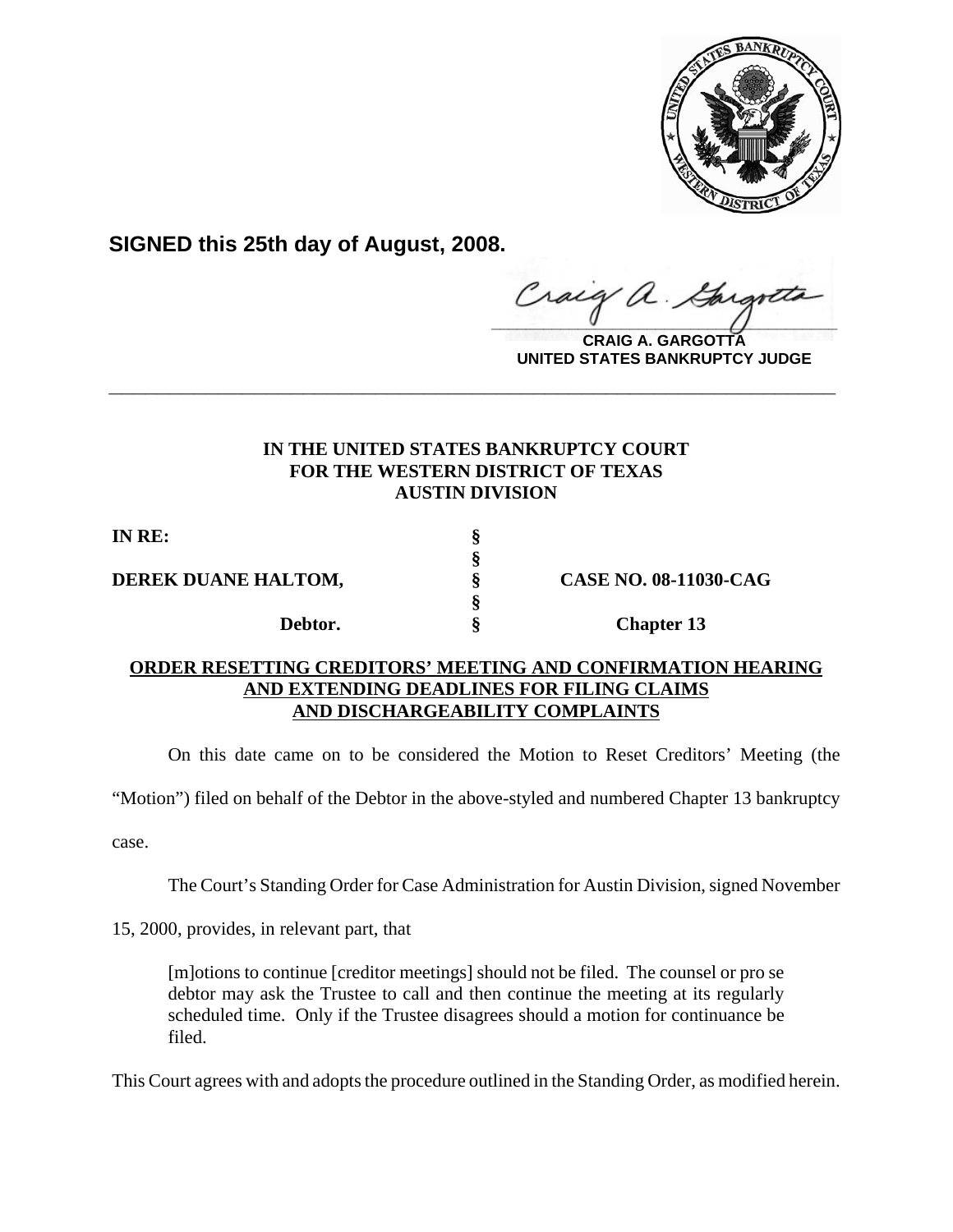**SIGNED this 25th day of August, 2008.**

**CRAIG A. GARGOTTA**
**UNITED STATES BANKRUPTCY JUDGE**

---

**IN THE UNITED STATES BANKRUPTCY COURT**
**FOR THE WESTERN DISTRICT OF TEXAS**
**AUSTIN DIVISION**

| | | |
|---|---|---|
| **IN RE:** | § | |
| | § | |
| **DEREK DUANE HALTOM,** | § | **CASE NO. 08-11030-CAG** |
| | § | |
| **Debtor.** | § | **Chapter 13** |

**ORDER RESETTING CREDITORS' MEETING AND CONFIRMATION HEARING AND EXTENDING DEADLINES FOR FILING CLAIMS AND DISCHARGEABILITY COMPLAINTS**

On this date came on to be considered the Motion to Reset Creditors' Meeting (the "Motion") filed on behalf of the Debtor in the above-styled and numbered Chapter 13 bankruptcy case.

The Court's Standing Order for Case Administration for Austin Division, signed November 15, 2000, provides, in relevant part, that

> [m]otions to continue [creditor meetings] should not be filed. The counsel or pro se debtor may ask the Trustee to call and then continue the meeting at its regularly scheduled time. Only if the Trustee disagrees should a motion for continuance be filed.

This Court agrees with and adopts the procedure outlined in the Standing Order, as modified herein.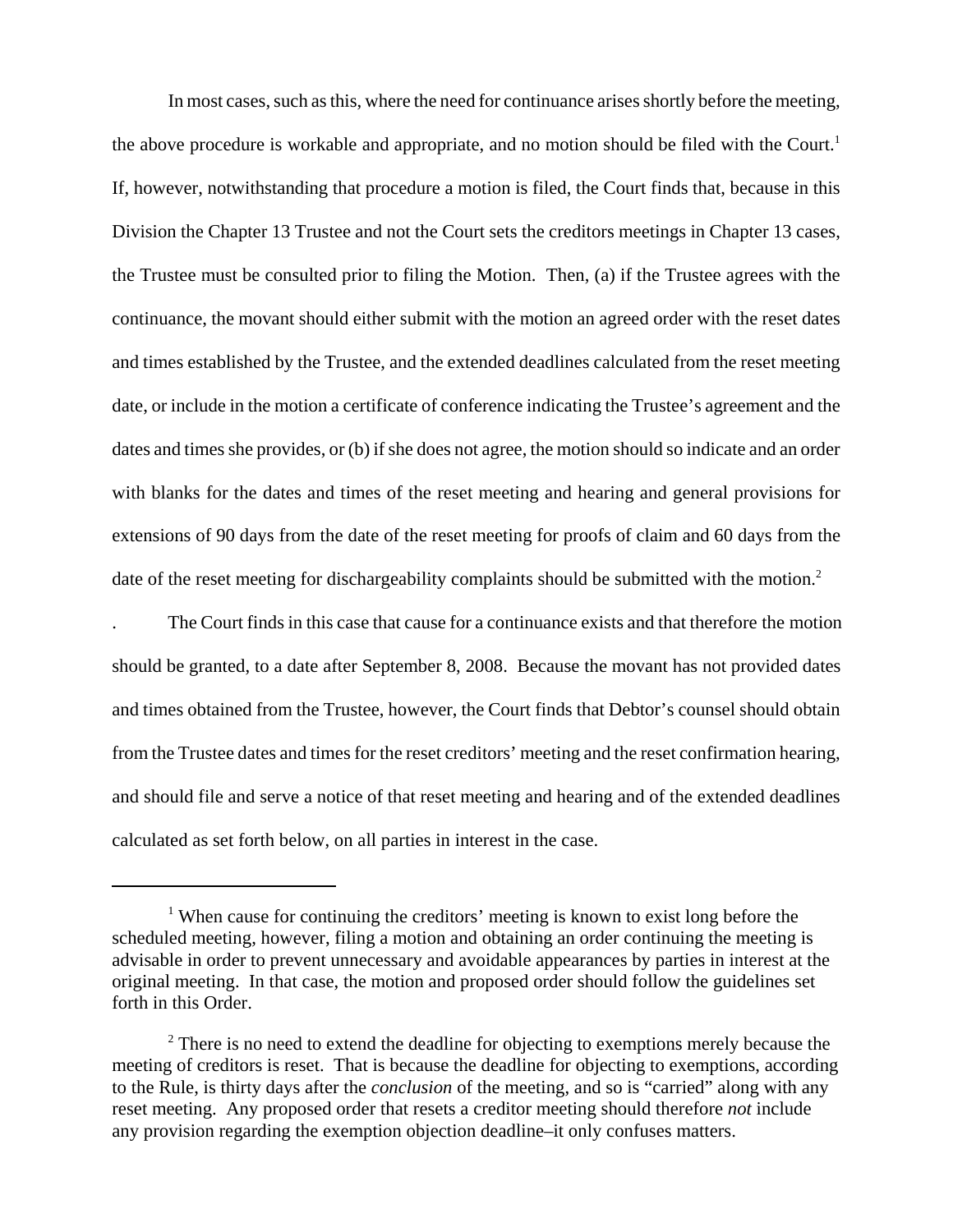In most cases, such as this, where the need for continuance arises shortly before the meeting, the above procedure is workable and appropriate, and no motion should be filed with the Court.[1] If, however, notwithstanding that procedure a motion is filed, the Court finds that, because in this Division the Chapter 13 Trustee and not the Court sets the creditors meetings in Chapter 13 cases, the Trustee must be consulted prior to filing the Motion. Then, (a) if the Trustee agrees with the continuance, the movant should either submit with the motion an agreed order with the reset dates and times established by the Trustee, and the extended deadlines calculated from the reset meeting date, or include in the motion a certificate of conference indicating the Trustee's agreement and the dates and times she provides, or (b) if she does not agree, the motion should so indicate and an order with blanks for the dates and times of the reset meeting and hearing and general provisions for extensions of 90 days from the date of the reset meeting for proofs of claim and 60 days from the date of the reset meeting for dischargeability complaints should be submitted with the motion.[2]

. The Court finds in this case that cause for a continuance exists and that therefore the motion should be granted, to a date after September 8, 2008. Because the movant has not provided dates and times obtained from the Trustee, however, the Court finds that Debtor's counsel should obtain from the Trustee dates and times for the reset creditors' meeting and the reset confirmation hearing, and should file and serve a notice of that reset meeting and hearing and of the extended deadlines calculated as set forth below, on all parties in interest in the case.

---

[1] When cause for continuing the creditors' meeting is known to exist long before the scheduled meeting, however, filing a motion and obtaining an order continuing the meeting is advisable in order to prevent unnecessary and avoidable appearances by parties in interest at the original meeting. In that case, the motion and proposed order should follow the guidelines set forth in this Order.

[2] There is no need to extend the deadline for objecting to exemptions merely because the meeting of creditors is reset. That is because the deadline for objecting to exemptions, according to the Rule, is thirty days after the *conclusion* of the meeting, and so is "carried" along with any reset meeting. Any proposed order that resets a creditor meeting should therefore *not* include any provision regarding the exemption objection deadline–it only confuses matters.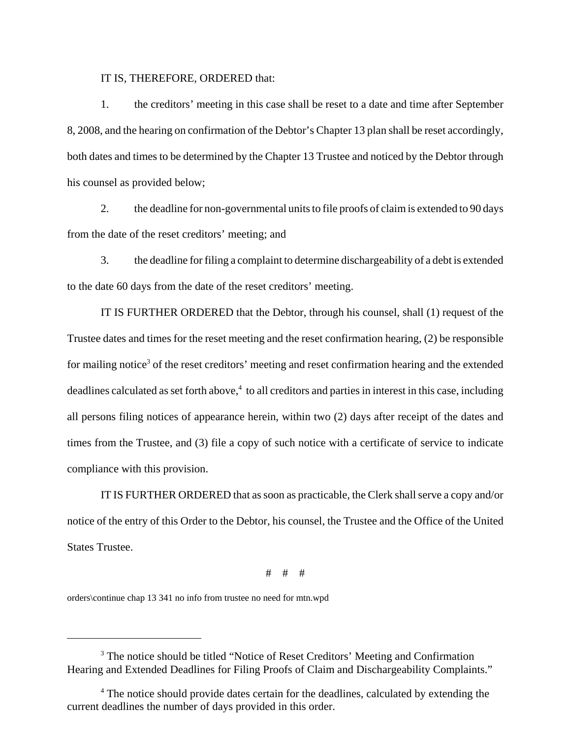IT IS, THEREFORE, ORDERED that:

1. the creditors' meeting in this case shall be reset to a date and time after September 8, 2008, and the hearing on confirmation of the Debtor's Chapter 13 plan shall be reset accordingly, both dates and times to be determined by the Chapter 13 Trustee and noticed by the Debtor through his counsel as provided below;

2. the deadline for non-governmental units to file proofs of claim is extended to 90 days from the date of the reset creditors' meeting; and

3. the deadline for filing a complaint to determine dischargeability of a debt is extended to the date 60 days from the date of the reset creditors' meeting.

IT IS FURTHER ORDERED that the Debtor, through his counsel, shall (1) request of the Trustee dates and times for the reset meeting and the reset confirmation hearing, (2) be responsible for mailing notice[3] of the reset creditors' meeting and reset confirmation hearing and the extended deadlines calculated as set forth above,[4] to all creditors and parties in interest in this case, including all persons filing notices of appearance herein, within two (2) days after receipt of the dates and times from the Trustee, and (3) file a copy of such notice with a certificate of service to indicate compliance with this provision.

IT IS FURTHER ORDERED that as soon as practicable, the Clerk shall serve a copy and/or notice of the entry of this Order to the Debtor, his counsel, the Trustee and the Office of the United States Trustee.

# # #

orders\continue chap 13 341 no info from trustee no need for mtn.wpd

---

[3] The notice should be titled "Notice of Reset Creditors' Meeting and Confirmation Hearing and Extended Deadlines for Filing Proofs of Claim and Dischargeability Complaints."

[4] The notice should provide dates certain for the deadlines, calculated by extending the current deadlines the number of days provided in this order.